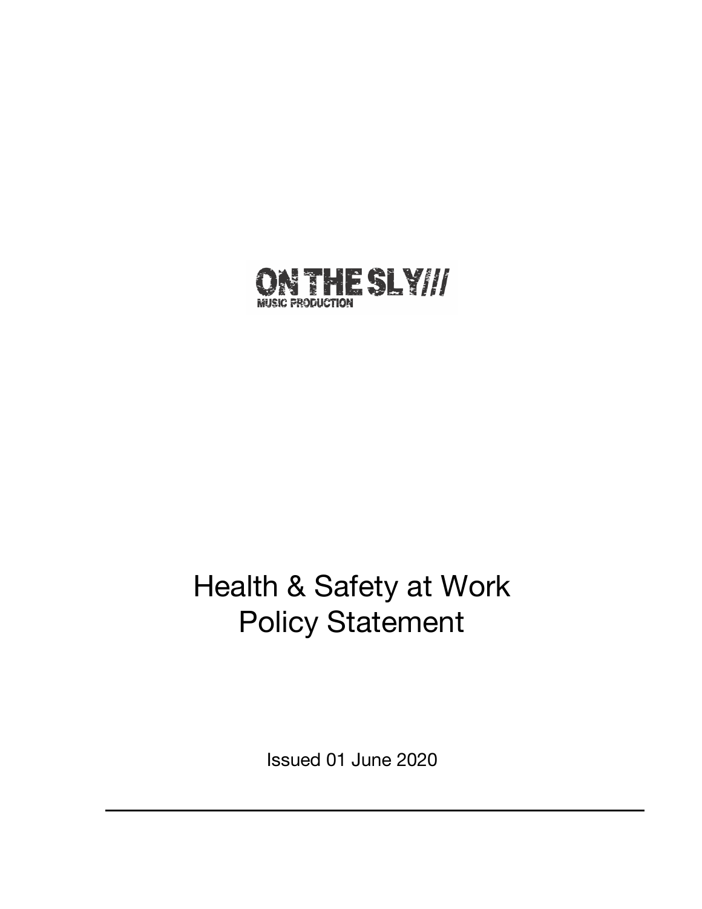ON THE SLY///
MUSIC PRODUCTION

# Health & Safety at Work Policy Statement

Issued 01 June 2020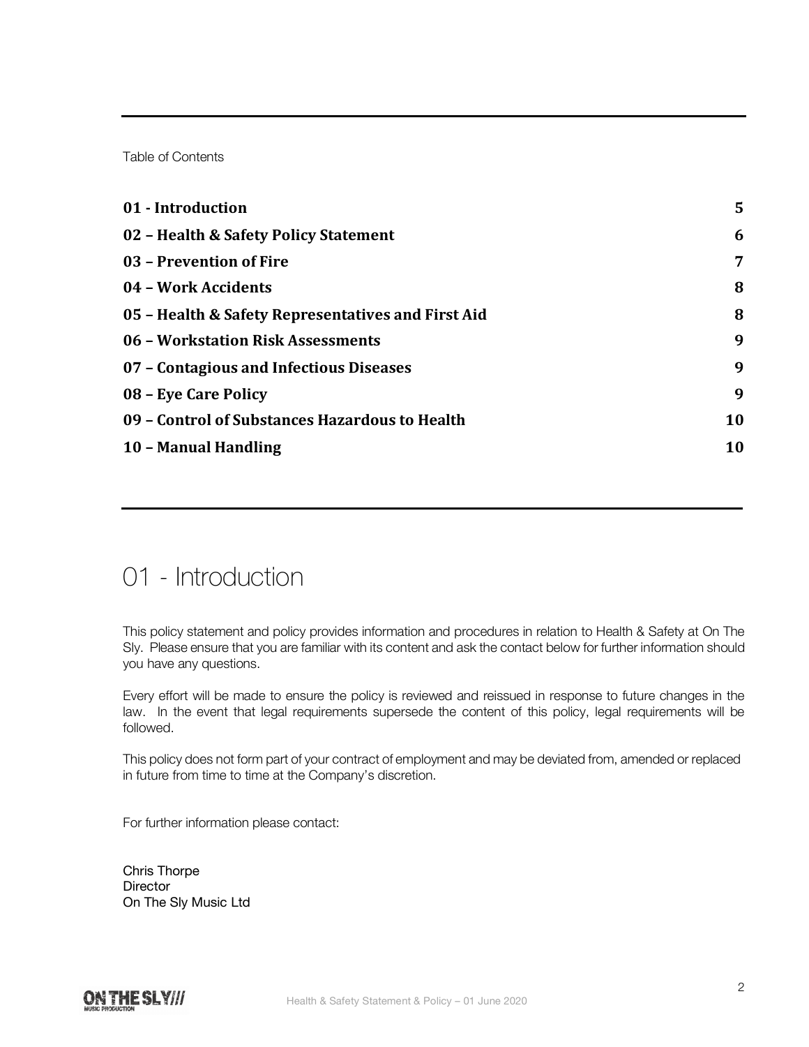Table of Contents

| | |
|---|---|
| **01 - Introduction** | **5** |
| **02 – Health & Safety Policy Statement** | **6** |
| **03 – Prevention of Fire** | **7** |
| **04 – Work Accidents** | **8** |
| **05 – Health & Safety Representatives and First Aid** | **8** |
| **06 – Workstation Risk Assessments** | **9** |
| **07 – Contagious and Infectious Diseases** | **9** |
| **08 – Eye Care Policy** | **9** |
| **09 – Control of Substances Hazardous to Health** | **10** |
| **10 – Manual Handling** | **10** |

# 01 - Introduction

This policy statement and policy provides information and procedures in relation to Health & Safety at On The Sly. Please ensure that you are familiar with its content and ask the contact below for further information should you have any questions.

Every effort will be made to ensure the policy is reviewed and reissued in response to future changes in the law. In the event that legal requirements supersede the content of this policy, legal requirements will be followed.

This policy does not form part of your contract of employment and may be deviated from, amended or replaced in future from time to time at the Company's discretion.

For further information please contact:

Chris Thorpe
Director
On The Sly Music Ltd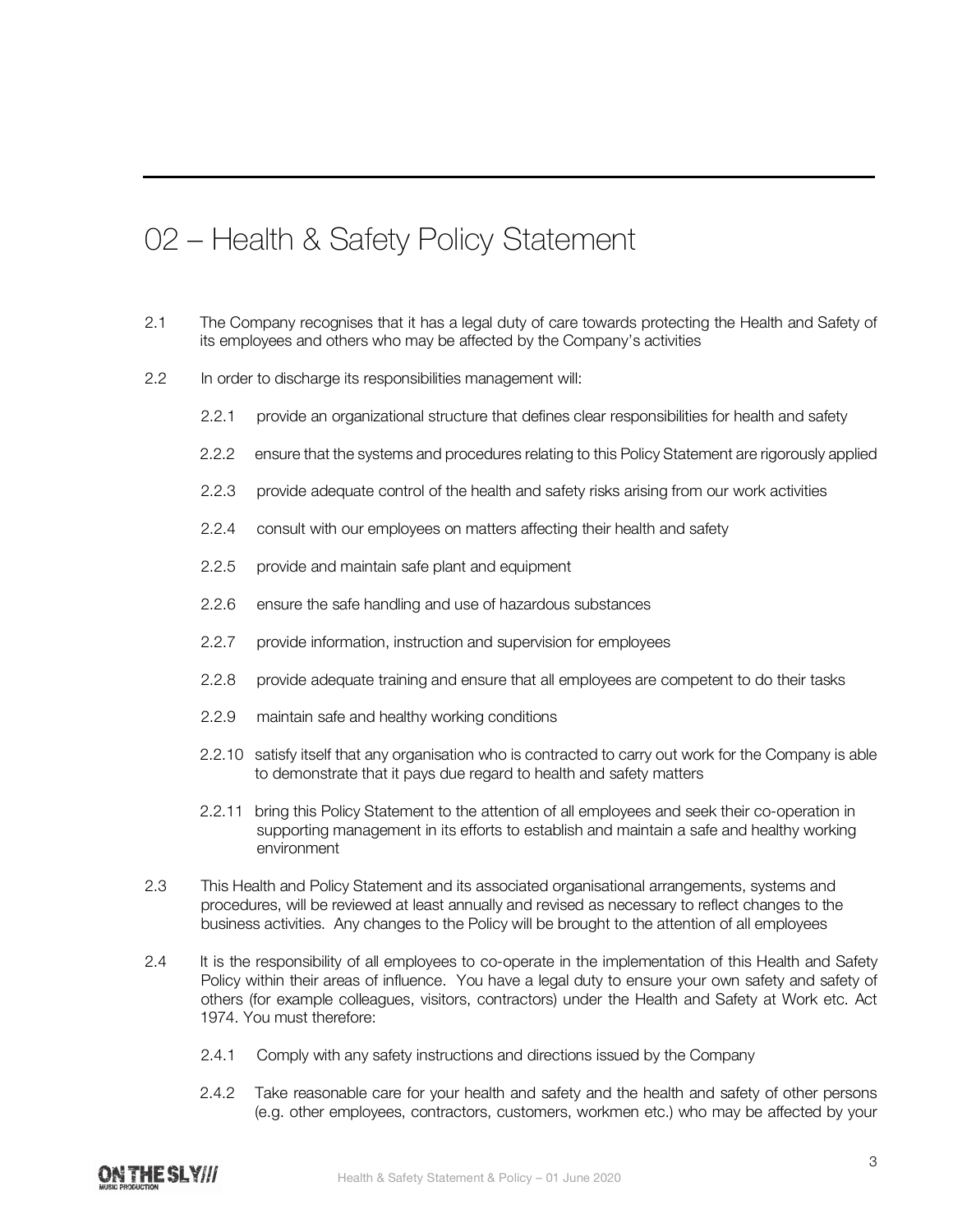# 02 – Health & Safety Policy Statement

2.1 The Company recognises that it has a legal duty of care towards protecting the Health and Safety of its employees and others who may be affected by the Company's activities

2.2 In order to discharge its responsibilities management will:

2.2.1 provide an organizational structure that defines clear responsibilities for health and safety

2.2.2 ensure that the systems and procedures relating to this Policy Statement are rigorously applied

2.2.3 provide adequate control of the health and safety risks arising from our work activities

2.2.4 consult with our employees on matters affecting their health and safety

2.2.5 provide and maintain safe plant and equipment

2.2.6 ensure the safe handling and use of hazardous substances

2.2.7 provide information, instruction and supervision for employees

2.2.8 provide adequate training and ensure that all employees are competent to do their tasks

2.2.9 maintain safe and healthy working conditions

2.2.10 satisfy itself that any organisation who is contracted to carry out work for the Company is able to demonstrate that it pays due regard to health and safety matters

2.2.11 bring this Policy Statement to the attention of all employees and seek their co-operation in supporting management in its efforts to establish and maintain a safe and healthy working environment

2.3 This Health and Policy Statement and its associated organisational arrangements, systems and procedures, will be reviewed at least annually and revised as necessary to reflect changes to the business activities. Any changes to the Policy will be brought to the attention of all employees

2.4 It is the responsibility of all employees to co-operate in the implementation of this Health and Safety Policy within their areas of influence. You have a legal duty to ensure your own safety and safety of others (for example colleagues, visitors, contractors) under the Health and Safety at Work etc. Act 1974. You must therefore:

2.4.1 Comply with any safety instructions and directions issued by the Company

2.4.2 Take reasonable care for your health and safety and the health and safety of other persons (e.g. other employees, contractors, customers, workmen etc.) who may be affected by your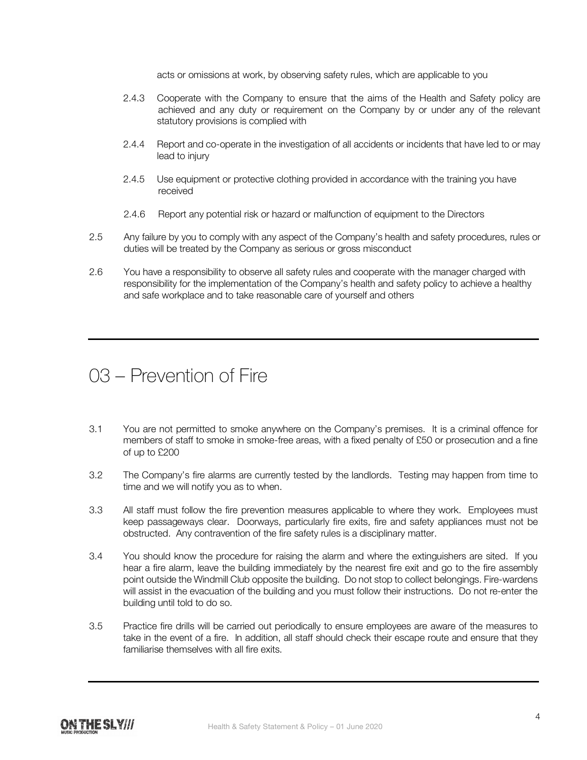acts or omissions at work, by observing safety rules, which are applicable to you

2.4.3 Cooperate with the Company to ensure that the aims of the Health and Safety policy are achieved and any duty or requirement on the Company by or under any of the relevant statutory provisions is complied with

2.4.4 Report and co-operate in the investigation of all accidents or incidents that have led to or may lead to injury

2.4.5 Use equipment or protective clothing provided in accordance with the training you have received

2.4.6 Report any potential risk or hazard or malfunction of equipment to the Directors

2.5 Any failure by you to comply with any aspect of the Company's health and safety procedures, rules or duties will be treated by the Company as serious or gross misconduct

2.6 You have a responsibility to observe all safety rules and cooperate with the manager charged with responsibility for the implementation of the Company's health and safety policy to achieve a healthy and safe workplace and to take reasonable care of yourself and others

---

# 03 – Prevention of Fire

3.1 You are not permitted to smoke anywhere on the Company's premises. It is a criminal offence for members of staff to smoke in smoke-free areas, with a fixed penalty of £50 or prosecution and a fine of up to £200

3.2 The Company's fire alarms are currently tested by the landlords. Testing may happen from time to time and we will notify you as to when.

3.3 All staff must follow the fire prevention measures applicable to where they work. Employees must keep passageways clear. Doorways, particularly fire exits, fire and safety appliances must not be obstructed. Any contravention of the fire safety rules is a disciplinary matter.

3.4 You should know the procedure for raising the alarm and where the extinguishers are sited. If you hear a fire alarm, leave the building immediately by the nearest fire exit and go to the fire assembly point outside the Windmill Club opposite the building. Do not stop to collect belongings. Fire-wardens will assist in the evacuation of the building and you must follow their instructions. Do not re-enter the building until told to do so.

3.5 Practice fire drills will be carried out periodically to ensure employees are aware of the measures to take in the event of a fire. In addition, all staff should check their escape route and ensure that they familiarise themselves with all fire exits.

---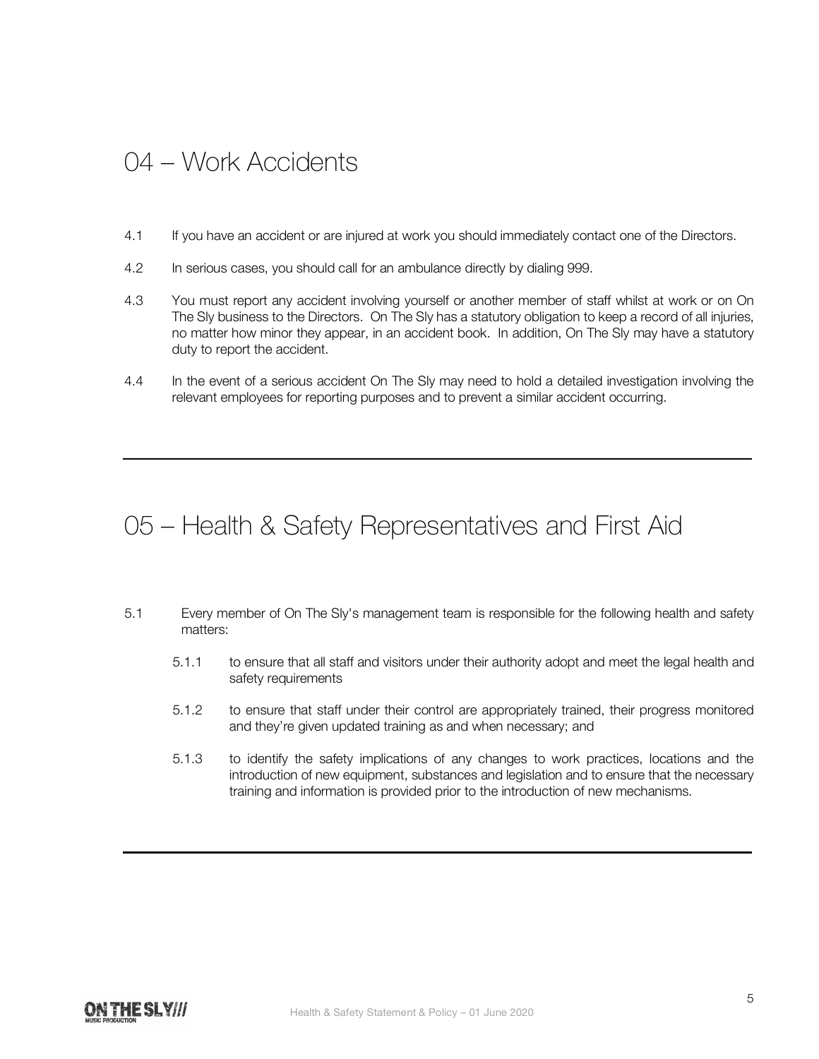## 04 – Work Accidents

4.1 If you have an accident or are injured at work you should immediately contact one of the Directors.

4.2 In serious cases, you should call for an ambulance directly by dialing 999.

4.3 You must report any accident involving yourself or another member of staff whilst at work or on On The Sly business to the Directors. On The Sly has a statutory obligation to keep a record of all injuries, no matter how minor they appear, in an accident book. In addition, On The Sly may have a statutory duty to report the accident.

4.4 In the event of a serious accident On The Sly may need to hold a detailed investigation involving the relevant employees for reporting purposes and to prevent a similar accident occurring.

---

## 05 – Health & Safety Representatives and First Aid

5.1 Every member of On The Sly's management team is responsible for the following health and safety matters:

- 5.1.1 to ensure that all staff and visitors under their authority adopt and meet the legal health and safety requirements
- 5.1.2 to ensure that staff under their control are appropriately trained, their progress monitored and they're given updated training as and when necessary; and
- 5.1.3 to identify the safety implications of any changes to work practices, locations and the introduction of new equipment, substances and legislation and to ensure that the necessary training and information is provided prior to the introduction of new mechanisms.

---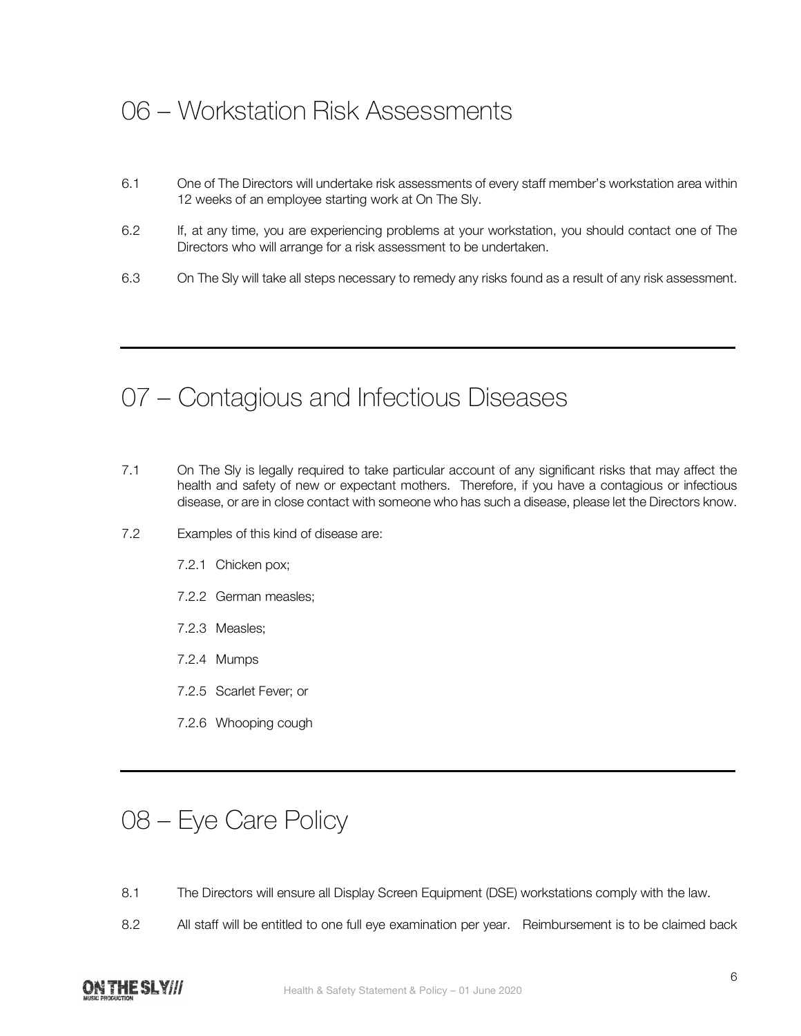## 06 – Workstation Risk Assessments

6.1 One of The Directors will undertake risk assessments of every staff member's workstation area within 12 weeks of an employee starting work at On The Sly.

6.2 If, at any time, you are experiencing problems at your workstation, you should contact one of The Directors who will arrange for a risk assessment to be undertaken.

6.3 On The Sly will take all steps necessary to remedy any risks found as a result of any risk assessment.

---

## 07 – Contagious and Infectious Diseases

7.1 On The Sly is legally required to take particular account of any significant risks that may affect the health and safety of new or expectant mothers. Therefore, if you have a contagious or infectious disease, or are in close contact with someone who has such a disease, please let the Directors know.

7.2 Examples of this kind of disease are:

- 7.2.1 Chicken pox;
- 7.2.2 German measles;
- 7.2.3 Measles;
- 7.2.4 Mumps
- 7.2.5 Scarlet Fever; or
- 7.2.6 Whooping cough

---

## 08 – Eye Care Policy

8.1 The Directors will ensure all Display Screen Equipment (DSE) workstations comply with the law.

8.2 All staff will be entitled to one full eye examination per year. Reimbursement is to be claimed back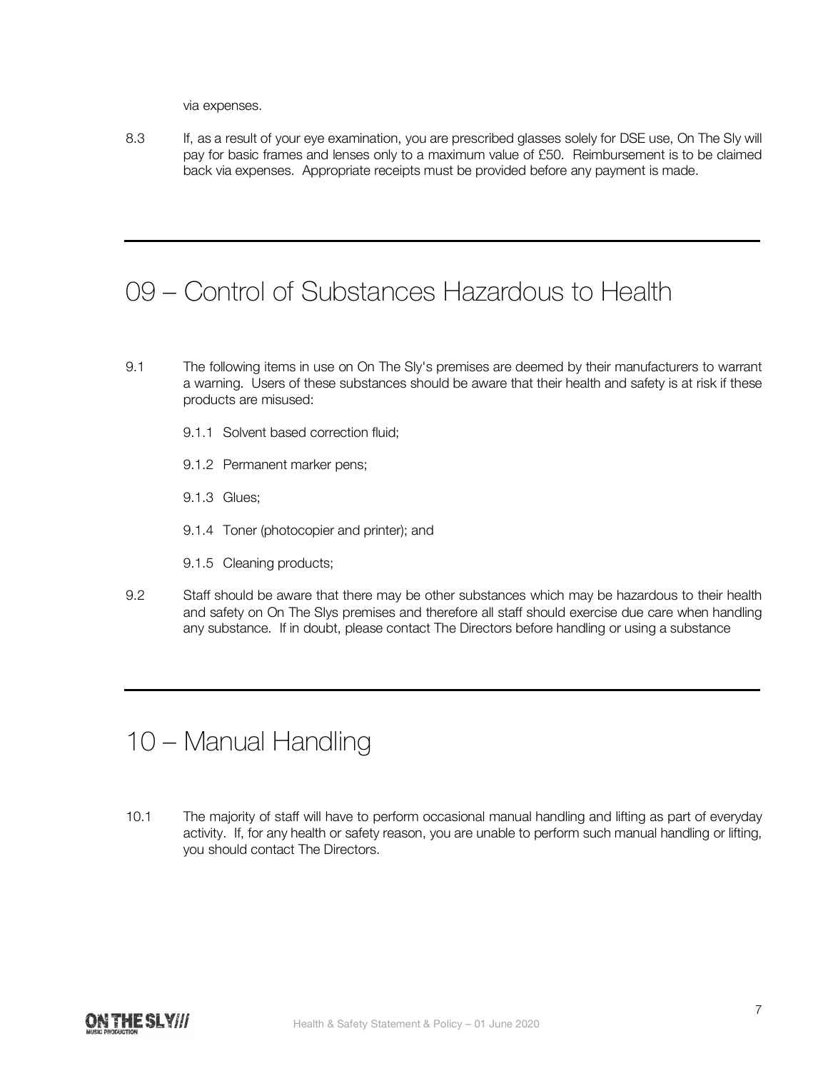via expenses.

8.3 If, as a result of your eye examination, you are prescribed glasses solely for DSE use, On The Sly will pay for basic frames and lenses only to a maximum value of £50. Reimbursement is to be claimed back via expenses. Appropriate receipts must be provided before any payment is made.

---

## 09 – Control of Substances Hazardous to Health

9.1 The following items in use on On The Sly's premises are deemed by their manufacturers to warrant a warning. Users of these substances should be aware that their health and safety is at risk if these products are misused:

- 9.1.1 Solvent based correction fluid;
- 9.1.2 Permanent marker pens;
- 9.1.3 Glues;
- 9.1.4 Toner (photocopier and printer); and
- 9.1.5 Cleaning products;

9.2 Staff should be aware that there may be other substances which may be hazardous to their health and safety on On The Slys premises and therefore all staff should exercise due care when handling any substance. If in doubt, please contact The Directors before handling or using a substance

---

## 10 – Manual Handling

10.1 The majority of staff will have to perform occasional manual handling and lifting as part of everyday activity. If, for any health or safety reason, you are unable to perform such manual handling or lifting, you should contact The Directors.